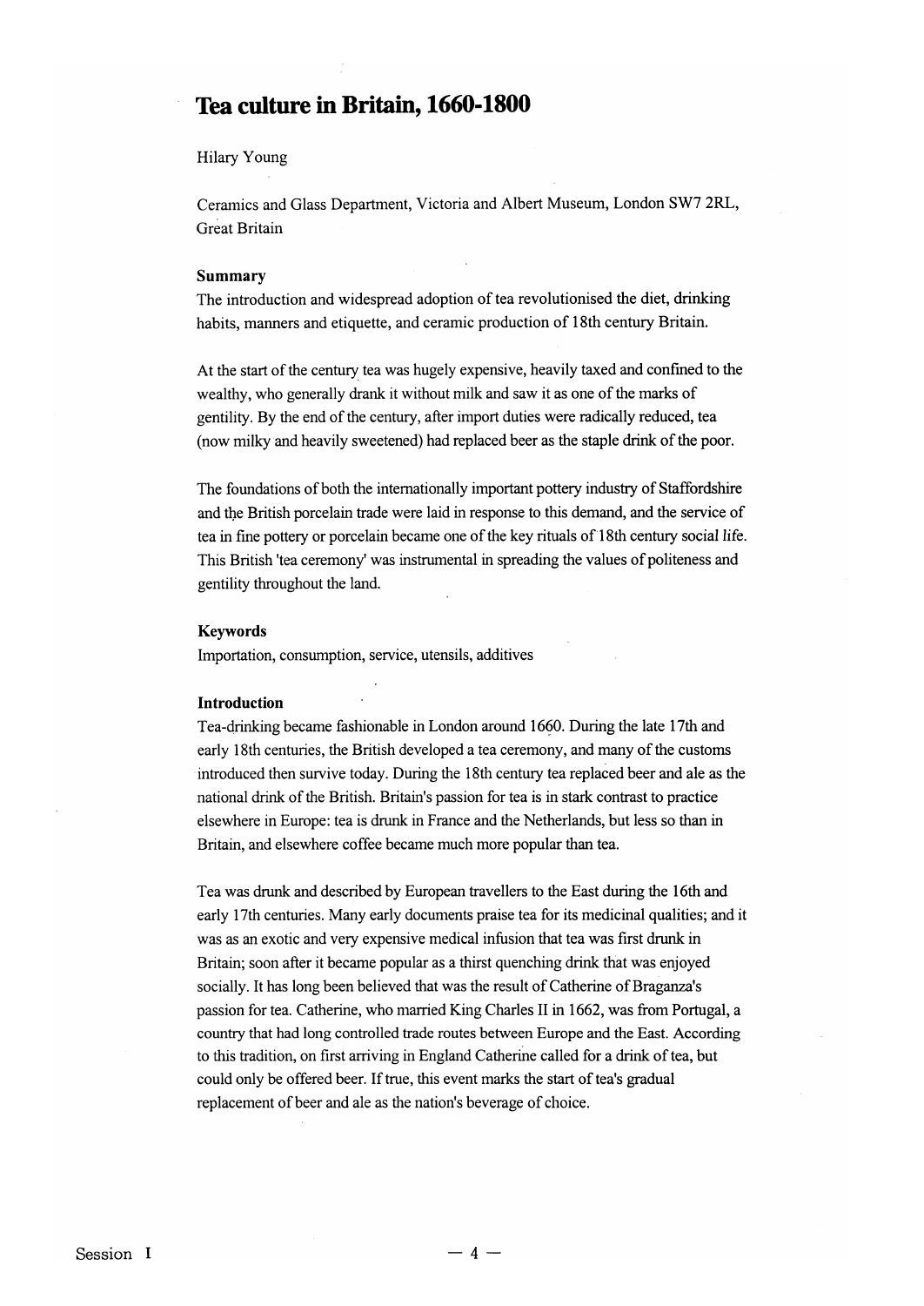# Tea culture in Britain, 1660-1800

Hilary Young

Ceramics and Glass Department, Victoria and Albert Museum, London SW7 2RL, Great Britain

### Summary

The introduction and widespread adoption of tea revolutionised the diet, drinking habits, manners and etiquette, and ceramic production of 18th century Britain.

At the start of the century tea was hugely expensive, heavily taxed and confined to the wealthy, who generally drank it without milk and saw it as one of the marks of gentility. By the end of the century, after import duties were radically reduced, tea (now milky and heavily sweetened) had replaced beer as the staple drink of the poor.

The foundations of both the internationally important pottery industry of Staffordshire and the British porcelain trade were laid in response to this demand, and the service of tea in fine pottery or porcelain became one of the key rituals of 18th century social life. This British 'tea ceremony' was instrumental in spreading the values of politeness and gentility throughout the land.

### Keywords

Importation, consumption, service, utensils, additives

### Introduction

Tea-drinking became fashionable in London around 1660. During the late 17th and early 18th centuries, the British developed a tea ceremony, and many of the customs introduced then survive today. During the 18th century tea replaced beer and ale as the national drink of the British. Britain's passion for tea is in stark contrast to practice elsewhere in Europe: tea is drunk in France and the Netherlands, but less so than in Britain, and elsewhere coffee became much more popular than tea.

Tea was drunk and described by European travellers to the East during the 16th and early 17th centuries. Many early documents praise tea for its medicinal qualities; and it was as an exotic and very expensive medical infusion that tea was first drunk in Britain; soon after it became popular as a thirst quenching drink that was enjoyed socially. It has long been believed that was the result of Catherine of Braganza's passion for tea. Catherine, who married King Charles II in 1662, was from Portugal, a country that had long controlled trade routes between Europe and the East. According to this tradition, on first arriving in England Catherine called for a drink of tea, but could only be offered beer. If true, this event marks the start of tea's gradual replacement of beer and ale as the nation's beverage of choice.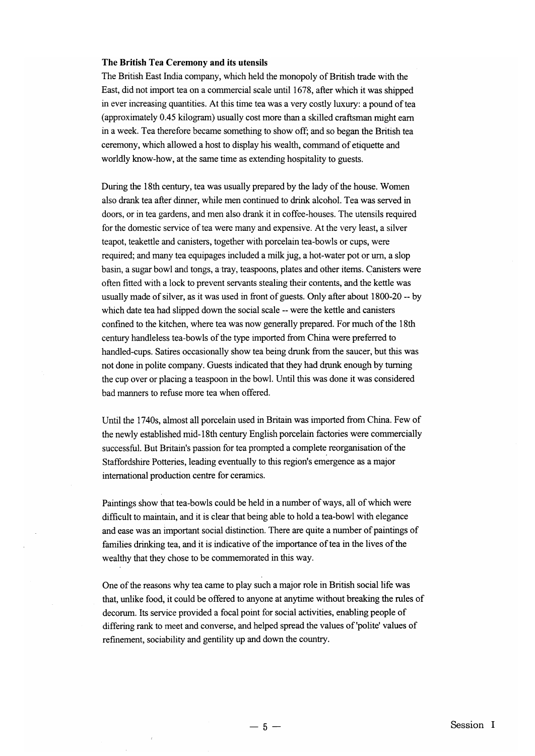**The British Tea Ceremony and its utensils**

The British East India company, which held the monopoly of British trade with the East, did not import tea on a commercial scale until 1678, after which it was shipped in ever increasing quantities. At this time tea was a very costly luxury: a pound of tea (approximately 0.45 kilogram) usually cost more than a skilled craftsman might earn in a week. Tea therefore became something to show off; and so began the British tea ceremony, which allowed a host to display his wealth, command of etiquette and worldly know-how, at the same time as extending hospitality to guests.

During the 18th century, tea was usually prepared by the lady of the house. Women also drank tea after dinner, while men continued to drink alcohol. Tea was served in doors, or in tea gardens, and men also drank it in coffee-houses. The utensils required for the domestic service of tea were many and expensive. At the very least, a silver teapot, teakettle and canisters, together with porcelain tea-bowls or cups, were required; and many tea equipages included a milk jug, a hot-water pot or urn, a slop basin, a sugar bowl and tongs, a tray, teaspoons, plates and other items. Canisters were often fitted with a lock to prevent servants stealing their contents, and the kettle was usually made of silver, as it was used in front of guests. Only after about 1800-20 -- by which date tea had slipped down the social scale -- were the kettle and canisters confined to the kitchen, where tea was now generally prepared. For much of the 18th century handleless tea-bowls of the type imported from China were preferred to handled-cups. Satires occasionally show tea being drunk from the saucer, but this was not done in polite company. Guests indicated that they had drunk enough by turning the cup over or placing a teaspoon in the bowl. Until this was done it was considered bad manners to refuse more tea when offered.

Until the 1740s, almost all porcelain used in Britain was imported from China. Few of the newly established mid-18th century English porcelain factories were commercially successful. But Britain's passion for tea prompted a complete reorganisation of the Staffordshire Potteries, leading eventually to this region's emergence as a major international production centre for ceramics.

Paintings show that tea-bowls could be held in a number of ways, all of which were difficult to maintain, and it is clear that being able to hold a tea-bowl with elegance and ease was an important social distinction. There are quite a number of paintings of families drinking tea, and it is indicative of the importance of tea in the lives of the wealthy that they chose to be commemorated in this way.

One of the reasons why tea came to play such a major role in British social life was that, unlike food, it could be offered to anyone at anytime without breaking the rules of decorum. Its service provided a focal point for social activities, enabling people of differing rank to meet and converse, and helped spread the values of 'polite' values of refinement, sociability and gentility up and down the country.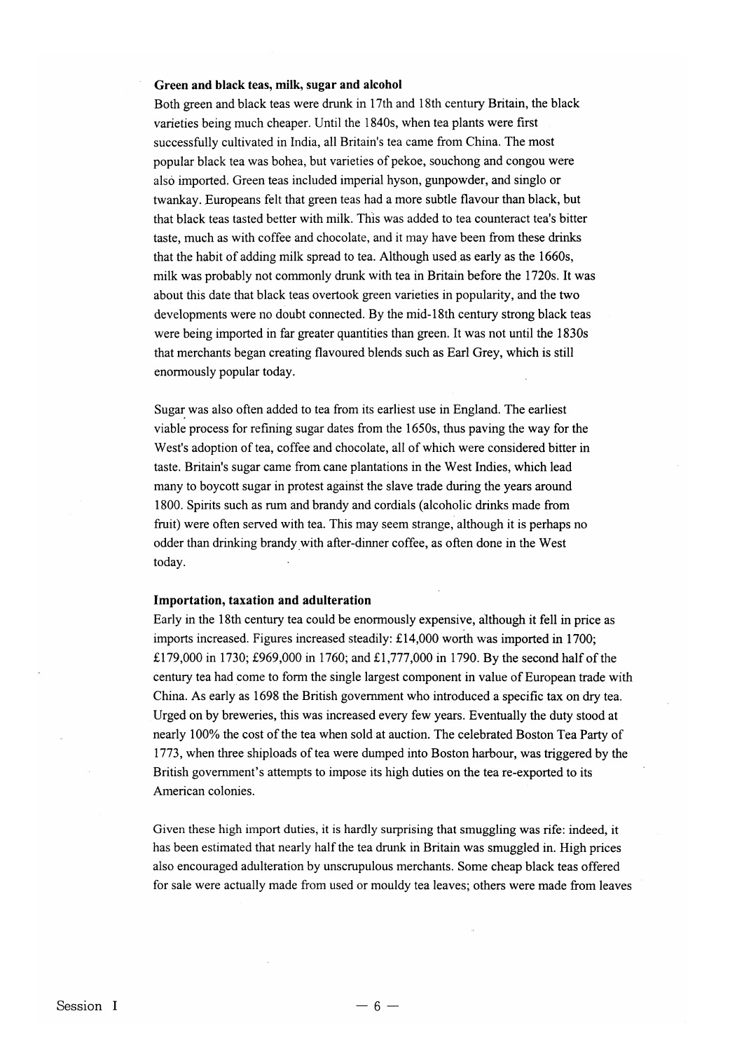### Green and black teas, milk, sugar and alcohol

Both green and black teas were drunk in 17th and 18th century Britain, the black varieties being much cheaper. Until the 1840s, when tea plants were first successfully cultivated in India, all Britain's tea came from China. The most popular black tea was bohea, but varieties of pekoe, souchong and congou were also imported. Green teas included imperial hyson, gunpowder, and singlo or twankay. Europeans felt that green teas had a more subtle flavour than black, but that black teas tasted better with milk. This was added to tea counteract tea's bitter taste, much as with coffee and chocolate, and it may have been from these drinks that the habit of adding milk spread to tea. Although used as early as the 1660s, milk was probably not commonly drunk with tea in Britain before the 1720s. It was about this date that black teas overtook green varieties in popularity, and the two developments were no doubt connected. By the mid-18th century strong black teas were being imported in far greater quantities than green. It was not until the 1830s that merchants began creating flavoured blends such as Earl Grey, which is still enormously popular today.

Sugar was also often added to tea from its earliest use in England. The earliest viable process for refining sugar dates from the 1650s, thus paving the way for the West's adoption of tea, coffee and chocolate, all of which were considered bitter in taste. Britain's sugar came from cane plantations in the West Indies, which lead many to boycott sugar in protest against the slave trade during the years around 1800. Spirits such as rum and brandy and cordials (alcoholic drinks made from fruit) were often served with tea. This may seem strange, although it is perhaps no odder than drinking brandy with after-dinner coffee, as often done in the West today.

### Importation, taxation and adulteration

Early in the 18th century tea could be enormously expensive, although it fell in price as imports increased. Figures increased steadily: £14,000 worth was imported in 1700; £179,000 in 1730; £969,000 in 1760; and £1,777,000 in 1790. By the second half of the century tea had come to form the single largest component in value of European trade with China. As early as 1698 the British government who introduced a specific tax on dry tea. Urged on by breweries, this was increased every few years. Eventually the duty stood at nearly 100% the cost of the tea when sold at auction. The celebrated Boston Tea Party of 1773, when three shiploads of tea were dumped into Boston harbour, was triggered by the British government's attempts to impose its high duties on the tea re-exported to its American colonies.

Given these high import duties, it is hardly surprising that smuggling was rife: indeed, it has been estimated that nearly half the tea drunk in Britain was smuggled in. High prices also encouraged adulteration by unscrupulous merchants. Some cheap black teas offered for sale were actually made from used or mouldy tea leaves; others were made from leaves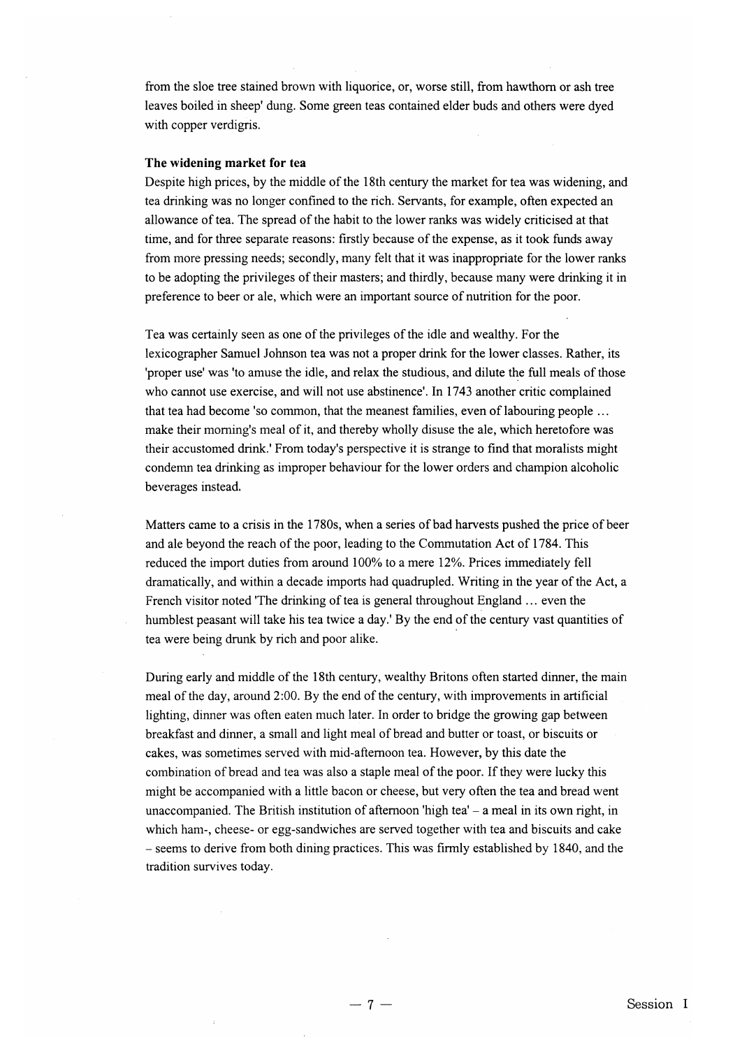from the sloe tree stained brown with liquorice, or, worse still, from hawthorn or ash tree leaves boiled in sheep' dung. Some green teas contained elder buds and others were dyed with copper verdigris.

**The widening market for tea**

Despite high prices, by the middle of the 18th century the market for tea was widening, and tea drinking was no longer confined to the rich. Servants, for example, often expected an allowance of tea. The spread of the habit to the lower ranks was widely criticised at that time, and for three separate reasons: firstly because of the expense, as it took funds away from more pressing needs; secondly, many felt that it was inappropriate for the lower ranks to be adopting the privileges of their masters; and thirdly, because many were drinking it in preference to beer or ale, which were an important source of nutrition for the poor.

Tea was certainly seen as one of the privileges of the idle and wealthy. For the lexicographer Samuel Johnson tea was not a proper drink for the lower classes. Rather, its 'proper use' was 'to amuse the idle, and relax the studious, and dilute the full meals of those who cannot use exercise, and will not use abstinence'. In 1743 another critic complained that tea had become 'so common, that the meanest families, even of labouring people … make their morning's meal of it, and thereby wholly disuse the ale, which heretofore was their accustomed drink.' From today's perspective it is strange to find that moralists might condemn tea drinking as improper behaviour for the lower orders and champion alcoholic beverages instead.

Matters came to a crisis in the 1780s, when a series of bad harvests pushed the price of beer and ale beyond the reach of the poor, leading to the Commutation Act of 1784. This reduced the import duties from around 100% to a mere 12%. Prices immediately fell dramatically, and within a decade imports had quadrupled. Writing in the year of the Act, a French visitor noted 'The drinking of tea is general throughout England … even the humblest peasant will take his tea twice a day.' By the end of the century vast quantities of tea were being drunk by rich and poor alike.

During early and middle of the 18th century, wealthy Britons often started dinner, the main meal of the day, around 2:00. By the end of the century, with improvements in artificial lighting, dinner was often eaten much later. In order to bridge the growing gap between breakfast and dinner, a small and light meal of bread and butter or toast, or biscuits or cakes, was sometimes served with mid-afternoon tea. However, by this date the combination of bread and tea was also a staple meal of the poor. If they were lucky this might be accompanied with a little bacon or cheese, but very often the tea and bread went unaccompanied. The British institution of afternoon 'high tea' – a meal in its own right, in which ham-, cheese- or egg-sandwiches are served together with tea and biscuits and cake – seems to derive from both dining practices. This was firmly established by 1840, and the tradition survives today.